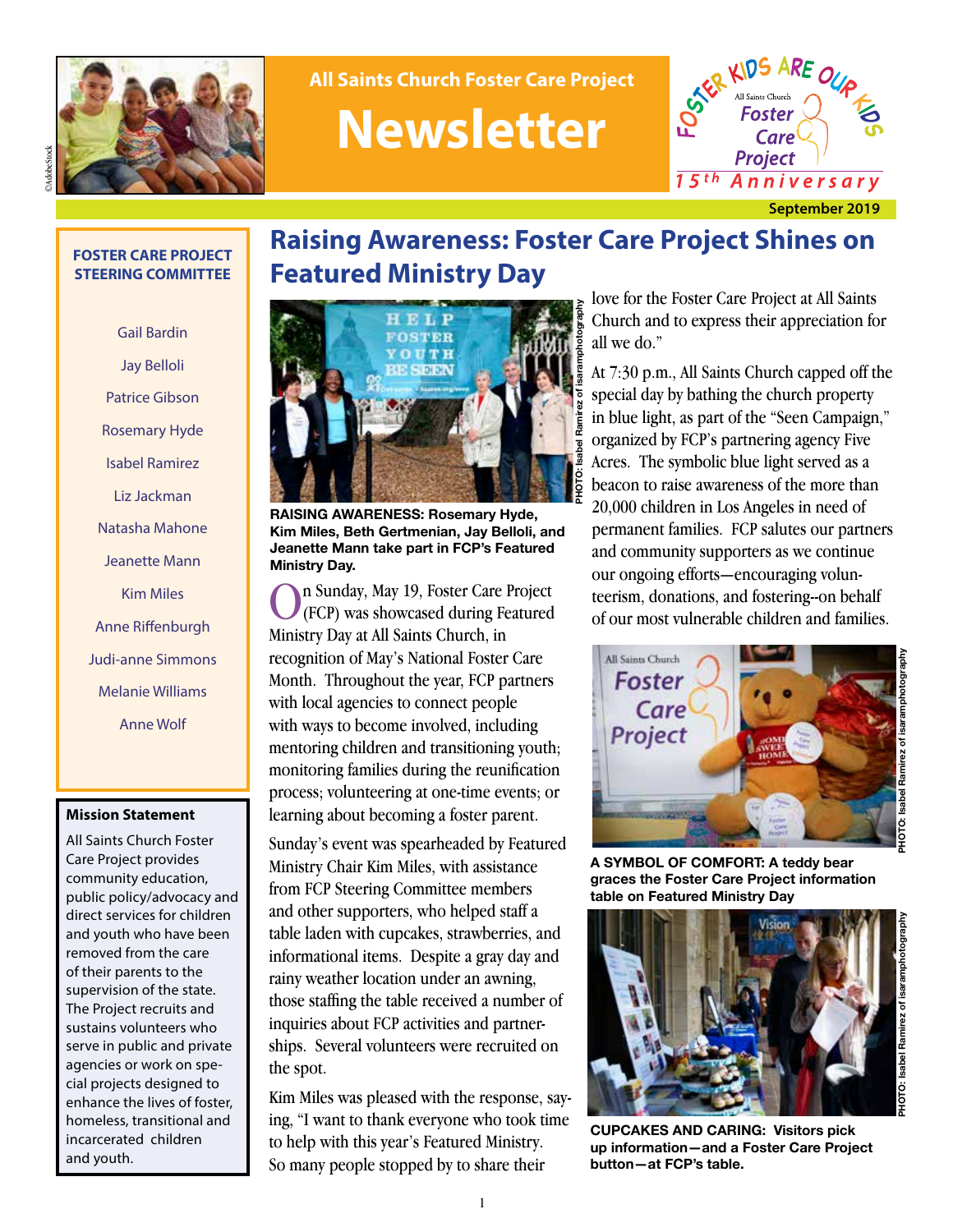All Saints Church Foster Care Project

# Newsletter

FOSTER KIDS ARE OUR KIDS

All Saints Church Foster Care Project

15th Anniversary

September 2019

**FOSTER CARE PROJECT STEERING COMMITTEE**

Gail Bardin
Jay Belloli
Patrice Gibson
Rosemary Hyde
Isabel Ramirez
Liz Jackman
Natasha Mahone
Jeanette Mann
Kim Miles
Anne Riffenburgh
Judi-anne Simmons
Melanie Williams
Anne Wolf

**Mission Statement**

All Saints Church Foster Care Project provides community education, public policy/advocacy and direct services for children and youth who have been removed from the care of their parents to the supervision of the state. The Project recruits and sustains volunteers who serve in public and private agencies or work on special projects designed to enhance the lives of foster, homeless, transitional and incarcerated children and youth.

## Raising Awareness: Foster Care Project Shines on Featured Ministry Day

PHOTO: Isabel Ramirez of isaramphotography

**RAISING AWARENESS: Rosemary Hyde, Kim Miles, Beth Gertmenian, Jay Belloli, and Jeanette Mann take part in FCP's Featured Ministry Day.**

On Sunday, May 19, Foster Care Project (FCP) was showcased during Featured Ministry Day at All Saints Church, in recognition of May's National Foster Care Month. Throughout the year, FCP partners with local agencies to connect people with ways to become involved, including mentoring children and transitioning youth; monitoring families during the reunification process; volunteering at one-time events; or learning about becoming a foster parent.

Sunday's event was spearheaded by Featured Ministry Chair Kim Miles, with assistance from FCP Steering Committee members and other supporters, who helped staff a table laden with cupcakes, strawberries, and informational items. Despite a gray day and rainy weather location under an awning, those staffing the table received a number of inquiries about FCP activities and partnerships. Several volunteers were recruited on the spot.

Kim Miles was pleased with the response, saying, "I want to thank everyone who took time to help with this year's Featured Ministry. So many people stopped by to share their love for the Foster Care Project at All Saints Church and to express their appreciation for all we do."

At 7:30 p.m., All Saints Church capped off the special day by bathing the church property in blue light, as part of the "Seen Campaign," organized by FCP's partnering agency Five Acres. The symbolic blue light served as a beacon to raise awareness of the more than 20,000 children in Los Angeles in need of permanent families. FCP salutes our partners and community supporters as we continue our ongoing efforts—encouraging volunteerism, donations, and fostering--on behalf of our most vulnerable children and families.

PHOTO: Isabel Ramirez of isaramphotography

**A SYMBOL OF COMFORT: A teddy bear graces the Foster Care Project information table on Featured Ministry Day**

PHOTO: Isabel Ramirez of isaramphotography

**CUPCAKES AND CARING: Visitors pick up information—and a Foster Care Project button—at FCP's table.**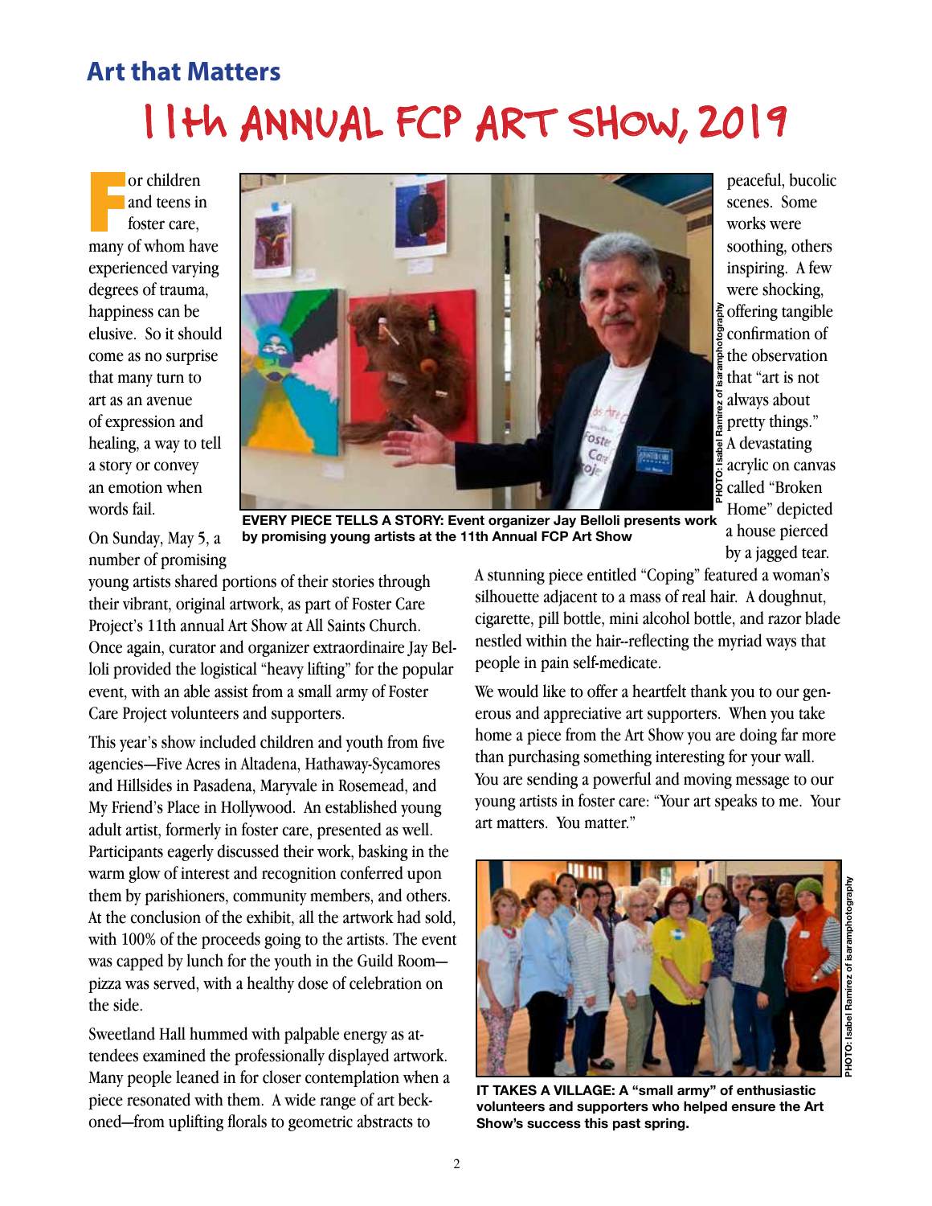## Art that Matters

# 11th ANNUAL FCP ART SHOW, 2019

For children and teens in foster care, many of whom have experienced varying degrees of trauma, happiness can be elusive. So it should come as no surprise that many turn to art as an avenue of expression and healing, a way to tell a story or convey an emotion when words fail.

On Sunday, May 5, a number of promising young artists shared portions of their stories through their vibrant, original artwork, as part of Foster Care Project's 11th annual Art Show at All Saints Church. Once again, curator and organizer extraordinaire Jay Belloli provided the logistical "heavy lifting" for the popular event, with an able assist from a small army of Foster Care Project volunteers and supporters.

This year's show included children and youth from five agencies—Five Acres in Altadena, Hathaway-Sycamores and Hillsides in Pasadena, Maryvale in Rosemead, and My Friend's Place in Hollywood. An established young adult artist, formerly in foster care, presented as well. Participants eagerly discussed their work, basking in the warm glow of interest and recognition conferred upon them by parishioners, community members, and others. At the conclusion of the exhibit, all the artwork had sold, with 100% of the proceeds going to the artists. The event was capped by lunch for the youth in the Guild Room—pizza was served, with a healthy dose of celebration on the side.

Sweetland Hall hummed with palpable energy as attendees examined the professionally displayed artwork. Many people leaned in for closer contemplation when a piece resonated with them. A wide range of art beckoned—from uplifting florals to geometric abstracts to peaceful, bucolic scenes. Some works were soothing, others inspiring. A few were shocking, offering tangible confirmation of the observation that "art is not always about pretty things." A devastating acrylic on canvas called "Broken Home" depicted a house pierced by a jagged tear.

PHOTO: Isabel Ramirez of isaramphotography

**EVERY PIECE TELLS A STORY: Event organizer Jay Belloli presents work by promising young artists at the 11th Annual FCP Art Show**

A stunning piece entitled "Coping" featured a woman's silhouette adjacent to a mass of real hair. A doughnut, cigarette, pill bottle, mini alcohol bottle, and razor blade nestled within the hair--reflecting the myriad ways that people in pain self-medicate.

We would like to offer a heartfelt thank you to our generous and appreciative art supporters. When you take home a piece from the Art Show you are doing far more than purchasing something interesting for your wall. You are sending a powerful and moving message to our young artists in foster care: "Your art speaks to me. Your art matters. You matter."

PHOTO: Isabel Ramirez of isaramphotography

**IT TAKES A VILLAGE: A "small army" of enthusiastic volunteers and supporters who helped ensure the Art Show's success this past spring.**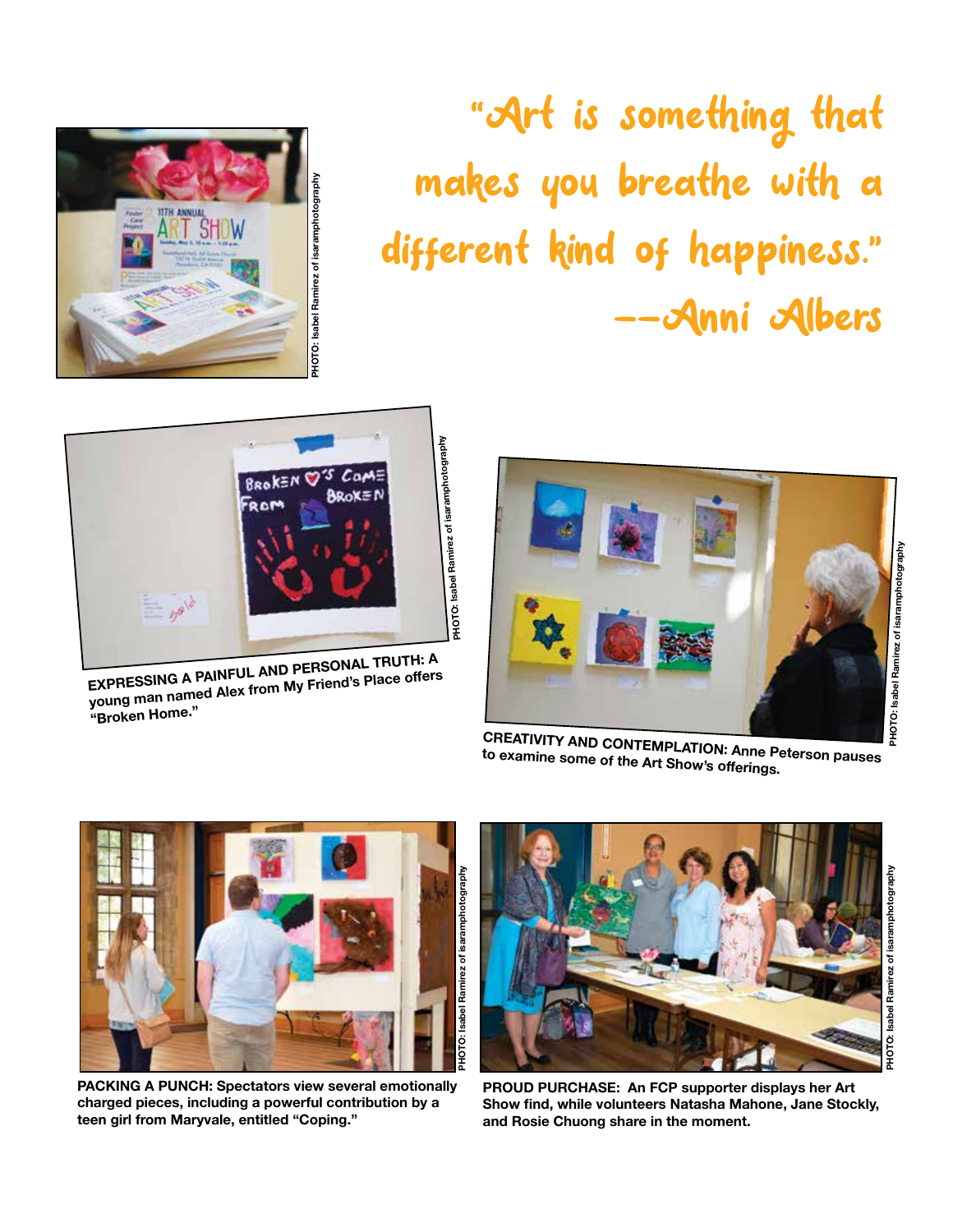"Art is something that makes you breathe with a different kind of happiness."

—Anni Albers

PHOTO: Isabel Ramirez of isaramphotography

**EXPRESSING A PAINFUL AND PERSONAL TRUTH:** A young man named Alex from My Friend's Place offers "Broken Home."

PHOTO: Isabel Ramirez of isaramphotography

**CREATIVITY AND CONTEMPLATION:** Anne Peterson pauses to examine some of the Art Show's offerings.

PHOTO: Isabel Ramirez of isaramphotography

**PACKING A PUNCH:** Spectators view several emotionally charged pieces, including a powerful contribution by a teen girl from Maryvale, entitled "Coping."

PHOTO: Isabel Ramirez of isaramphotography

**PROUD PURCHASE:** An FCP supporter displays her Art Show find, while volunteers Natasha Mahone, Jane Stockly, and Rosie Chuong share in the moment.

PHOTO: Isabel Ramirez of isaramphotography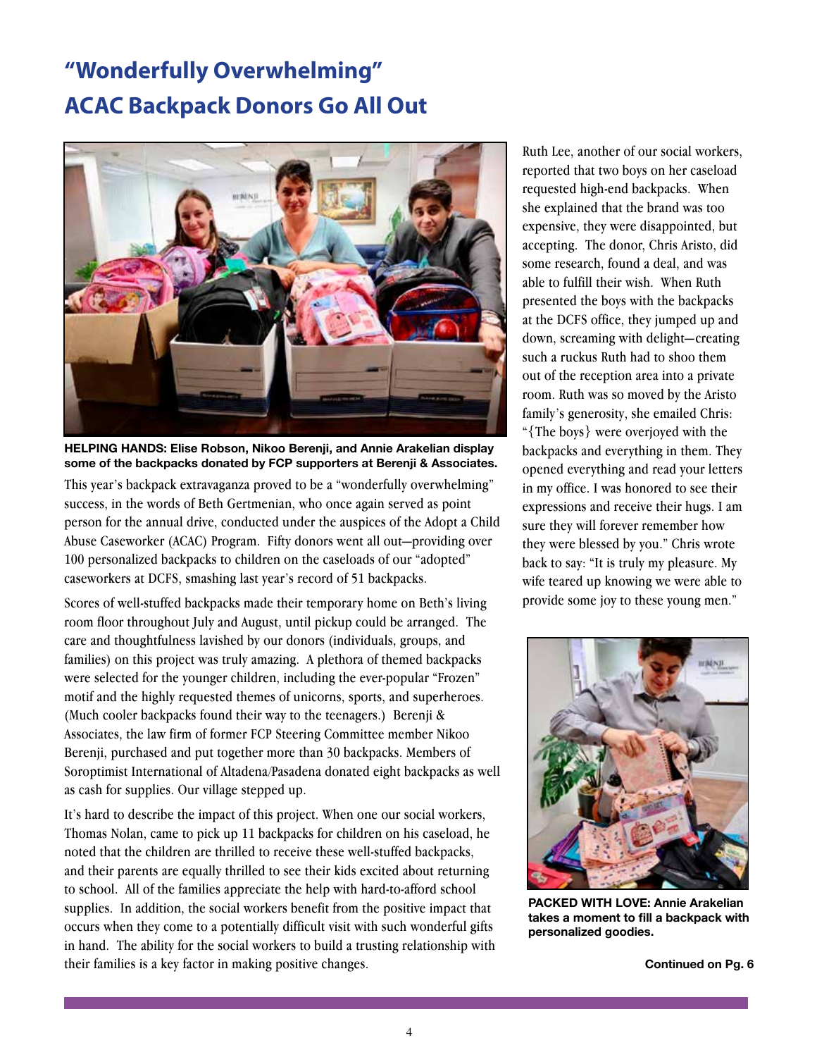# "Wonderfully Overwhelming" ACAC Backpack Donors Go All Out

**HELPING HANDS: Elise Robson, Nikoo Berenji, and Annie Arakelian display some of the backpacks donated by FCP supporters at Berenji & Associates.**

This year's backpack extravaganza proved to be a "wonderfully overwhelming" success, in the words of Beth Gertmenian, who once again served as point person for the annual drive, conducted under the auspices of the Adopt a Child Abuse Caseworker (ACAC) Program. Fifty donors went all out—providing over 100 personalized backpacks to children on the caseloads of our "adopted" caseworkers at DCFS, smashing last year's record of 51 backpacks.

Scores of well-stuffed backpacks made their temporary home on Beth's living room floor throughout July and August, until pickup could be arranged. The care and thoughtfulness lavished by our donors (individuals, groups, and families) on this project was truly amazing. A plethora of themed backpacks were selected for the younger children, including the ever-popular "Frozen" motif and the highly requested themes of unicorns, sports, and superheroes. (Much cooler backpacks found their way to the teenagers.) Berenji & Associates, the law firm of former FCP Steering Committee member Nikoo Berenji, purchased and put together more than 30 backpacks. Members of Soroptimist International of Altadena/Pasadena donated eight backpacks as well as cash for supplies. Our village stepped up.

It's hard to describe the impact of this project. When one our social workers, Thomas Nolan, came to pick up 11 backpacks for children on his caseload, he noted that the children are thrilled to receive these well-stuffed backpacks, and their parents are equally thrilled to see their kids excited about returning to school. All of the families appreciate the help with hard-to-afford school supplies. In addition, the social workers benefit from the positive impact that occurs when they come to a potentially difficult visit with such wonderful gifts in hand. The ability for the social workers to build a trusting relationship with their families is a key factor in making positive changes.

Ruth Lee, another of our social workers, reported that two boys on her caseload requested high-end backpacks. When she explained that the brand was too expensive, they were disappointed, but accepting. The donor, Chris Aristo, did some research, found a deal, and was able to fulfill their wish. When Ruth presented the boys with the backpacks at the DCFS office, they jumped up and down, screaming with delight—creating such a ruckus Ruth had to shoo them out of the reception area into a private room. Ruth was so moved by the Aristo family's generosity, she emailed Chris: "{The boys} were overjoyed with the backpacks and everything in them. They opened everything and read your letters in my office. I was honored to see their expressions and receive their hugs. I am sure they will forever remember how they were blessed by you." Chris wrote back to say: "It is truly my pleasure. My wife teared up knowing we were able to provide some joy to these young men."

**PACKED WITH LOVE: Annie Arakelian takes a moment to fill a backpack with personalized goodies.**

**Continued on Pg. 6**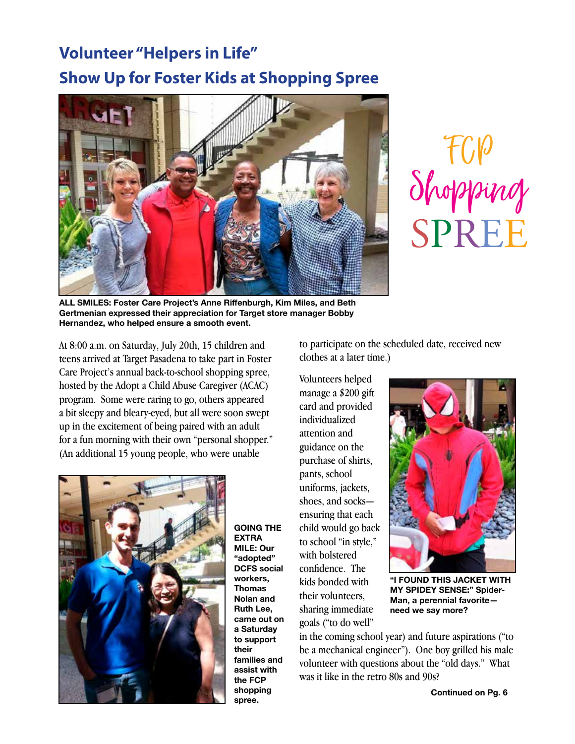# Volunteer "Helpers in Life" Show Up for Foster Kids at Shopping Spree

FCP Shopping SPREE

**ALL SMILES: Foster Care Project's Anne Riffenburgh, Kim Miles, and Beth Gertmenian expressed their appreciation for Target store manager Bobby Hernandez, who helped ensure a smooth event.**

At 8:00 a.m. on Saturday, July 20th, 15 children and teens arrived at Target Pasadena to take part in Foster Care Project's annual back-to-school shopping spree, hosted by the Adopt a Child Abuse Caregiver (ACAC) program. Some were raring to go, others appeared a bit sleepy and bleary-eyed, but all were soon swept up in the excitement of being paired with an adult for a fun morning with their own "personal shopper." (An additional 15 young people, who were unable to participate on the scheduled date, received new clothes at a later time.)

**GOING THE EXTRA MILE: Our "adopted" DCFS social workers, Thomas Nolan and Ruth Lee, came out on a Saturday to support their families and assist with the FCP shopping spree.**

Volunteers helped manage a $200 gift card and provided individualized attention and guidance on the purchase of shirts, pants, school uniforms, jackets, shoes, and socks—ensuring that each child would go back to school "in style," with bolstered confidence. The kids bonded with their volunteers, sharing immediate goals ("to do well" in the coming school year) and future aspirations ("to be a mechanical engineer"). One boy grilled his male volunteer with questions about the "old days." What was it like in the retro 80s and 90s?

**"I FOUND THIS JACKET WITH MY SPIDEY SENSE:" Spider-Man, a perennial favorite—need we say more?**

**Continued on Pg. 6**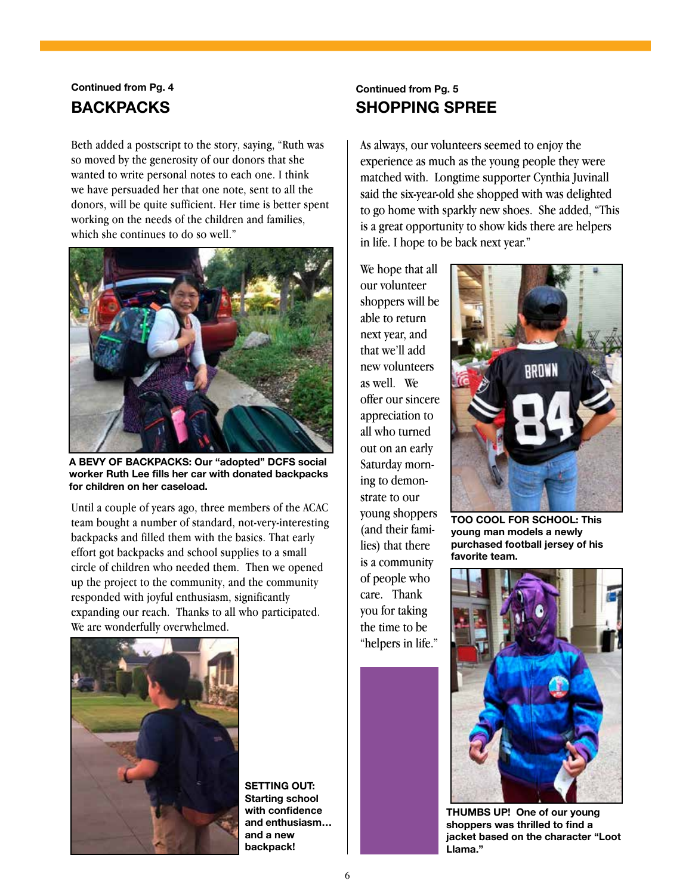**Continued from Pg. 4**

## BACKPACKS

Beth added a postscript to the story, saying, "Ruth was so moved by the generosity of our donors that she wanted to write personal notes to each one. I think we have persuaded her that one note, sent to all the donors, will be quite sufficient. Her time is better spent working on the needs of the children and families, which she continues to do so well."

**A BEVY OF BACKPACKS: Our "adopted" DCFS social worker Ruth Lee fills her car with donated backpacks for children on her caseload.**

Until a couple of years ago, three members of the ACAC team bought a number of standard, not-very-interesting backpacks and filled them with the basics. That early effort got backpacks and school supplies to a small circle of children who needed them. Then we opened up the project to the community, and the community responded with joyful enthusiasm, significantly expanding our reach. Thanks to all who participated. We are wonderfully overwhelmed.

**SETTING OUT: Starting school with confidence and enthusiasm… and a new backpack!**

**Continued from Pg. 5**

## SHOPPING SPREE

As always, our volunteers seemed to enjoy the experience as much as the young people they were matched with. Longtime supporter Cynthia Juvinall said the six-year-old she shopped with was delighted to go home with sparkly new shoes. She added, "This is a great opportunity to show kids there are helpers in life. I hope to be back next year."

We hope that all our volunteer shoppers will be able to return next year, and that we'll add new volunteers as well. We offer our sincere appreciation to all who turned out on an early Saturday morning to demonstrate to our young shoppers (and their families) that there is a community of people who care. Thank you for taking the time to be "helpers in life."

**TOO COOL FOR SCHOOL: This young man models a newly purchased football jersey of his favorite team.**

**THUMBS UP! One of our young shoppers was thrilled to find a jacket based on the character "Loot Llama."**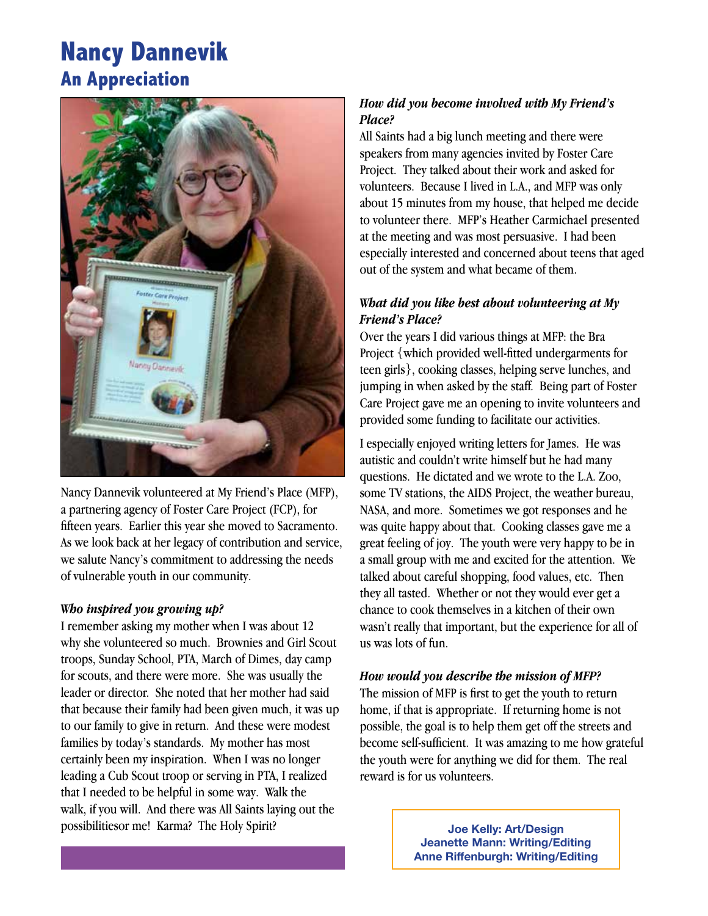# Nancy Dannevik
## An Appreciation

Nancy Dannevik volunteered at My Friend's Place (MFP), a partnering agency of Foster Care Project (FCP), for fifteen years. Earlier this year she moved to Sacramento. As we look back at her legacy of contribution and service, we salute Nancy's commitment to addressing the needs of vulnerable youth in our community.

***Who inspired you growing up?***

I remember asking my mother when I was about 12 why she volunteered so much. Brownies and Girl Scout troops, Sunday School, PTA, March of Dimes, day camp for scouts, and there were more. She was usually the leader or director. She noted that her mother had said that because their family had been given much, it was up to our family to give in return. And these were modest families by today's standards. My mother has most certainly been my inspiration. When I was no longer leading a Cub Scout troop or serving in PTA, I realized that I needed to be helpful in some way. Walk the walk, if you will. And there was All Saints laying out the possibilitiesor me! Karma? The Holy Spirit?

***How did you become involved with My Friend's Place?***

All Saints had a big lunch meeting and there were speakers from many agencies invited by Foster Care Project. They talked about their work and asked for volunteers. Because I lived in L.A., and MFP was only about 15 minutes from my house, that helped me decide to volunteer there. MFP's Heather Carmichael presented at the meeting and was most persuasive. I had been especially interested and concerned about teens that aged out of the system and what became of them.

***What did you like best about volunteering at My Friend's Place?***

Over the years I did various things at MFP: the Bra Project {which provided well-fitted undergarments for teen girls}, cooking classes, helping serve lunches, and jumping in when asked by the staff. Being part of Foster Care Project gave me an opening to invite volunteers and provided some funding to facilitate our activities.

I especially enjoyed writing letters for James. He was autistic and couldn't write himself but he had many questions. He dictated and we wrote to the L.A. Zoo, some TV stations, the AIDS Project, the weather bureau, NASA, and more. Sometimes we got responses and he was quite happy about that. Cooking classes gave me a great feeling of joy. The youth were very happy to be in a small group with me and excited for the attention. We talked about careful shopping, food values, etc. Then they all tasted. Whether or not they would ever get a chance to cook themselves in a kitchen of their own wasn't really that important, but the experience for all of us was lots of fun.

***How would you describe the mission of MFP?***

The mission of MFP is first to get the youth to return home, if that is appropriate. If returning home is not possible, the goal is to help them get off the streets and become self-sufficient. It was amazing to me how grateful the youth were for anything we did for them. The real reward is for us volunteers.

**Joe Kelly: Art/Design**
**Jeanette Mann: Writing/Editing**
**Anne Riffenburgh: Writing/Editing**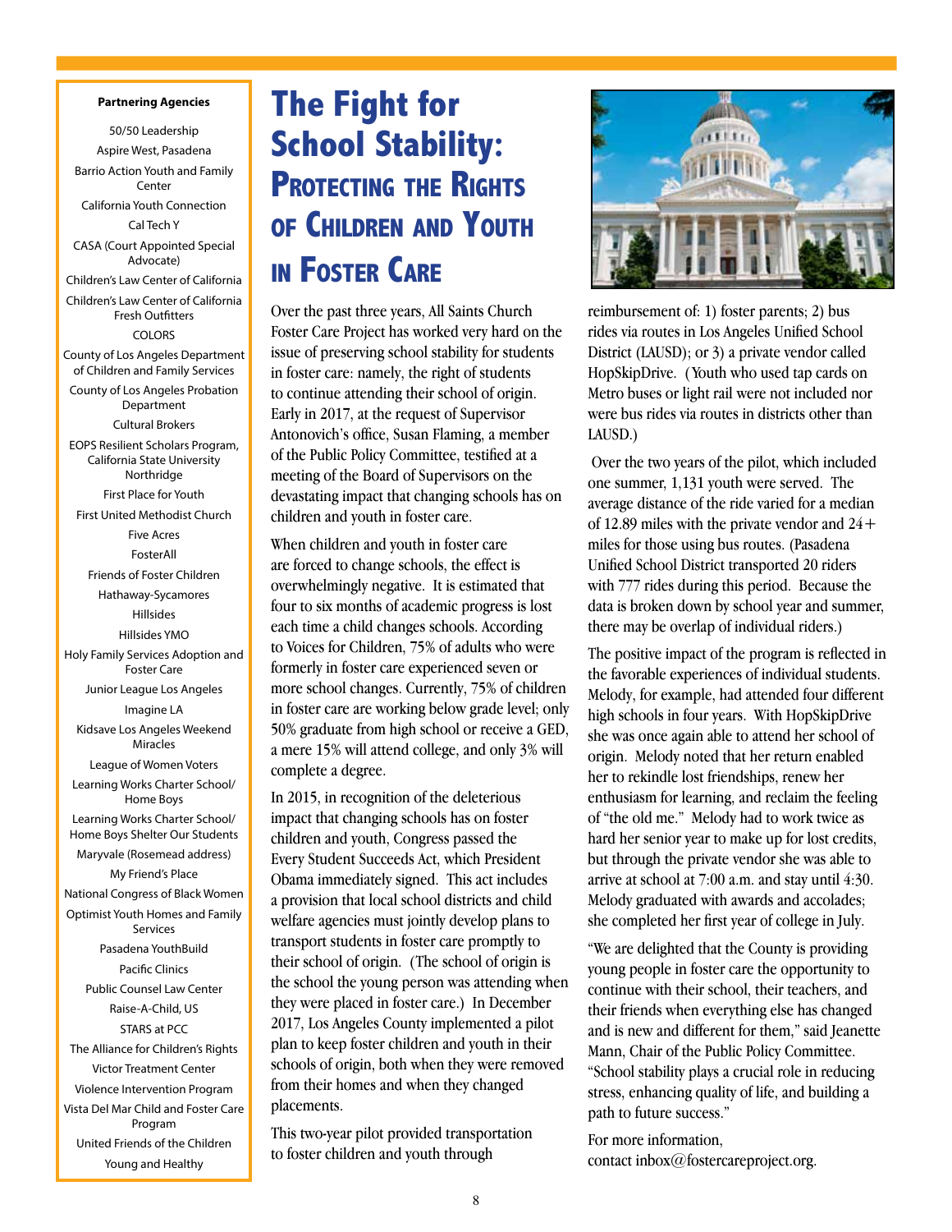# The Fight for School Stability:

## Protecting the Rights of Children and Youth in Foster Care

Over the past three years, All Saints Church Foster Care Project has worked very hard on the issue of preserving school stability for students in foster care: namely, the right of students to continue attending their school of origin. Early in 2017, at the request of Supervisor Antonovich's office, Susan Flaming, a member of the Public Policy Committee, testified at a meeting of the Board of Supervisors on the devastating impact that changing schools has on children and youth in foster care.

When children and youth in foster care are forced to change schools, the effect is overwhelmingly negative. It is estimated that four to six months of academic progress is lost each time a child changes schools. According to Voices for Children, 75% of adults who were formerly in foster care experienced seven or more school changes. Currently, 75% of children in foster care are working below grade level; only 50% graduate from high school or receive a GED, a mere 15% will attend college, and only 3% will complete a degree.

In 2015, in recognition of the deleterious impact that changing schools has on foster children and youth, Congress passed the Every Student Succeeds Act, which President Obama immediately signed. This act includes a provision that local school districts and child welfare agencies must jointly develop plans to transport students in foster care promptly to their school of origin. (The school of origin is the school the young person was attending when they were placed in foster care.) In December 2017, Los Angeles County implemented a pilot plan to keep foster children and youth in their schools of origin, both when they were removed from their homes and when they changed placements.

This two-year pilot provided transportation to foster children and youth through reimbursement of: 1) foster parents; 2) bus rides via routes in Los Angeles Unified School District (LAUSD); or 3) a private vendor called HopSkipDrive. (Youth who used tap cards on Metro buses or light rail were not included nor were bus rides via routes in districts other than LAUSD.)

Over the two years of the pilot, which included one summer, 1,131 youth were served. The average distance of the ride varied for a median of 12.89 miles with the private vendor and 24+ miles for those using bus routes. (Pasadena Unified School District transported 20 riders with 777 rides during this period. Because the data is broken down by school year and summer, there may be overlap of individual riders.)

The positive impact of the program is reflected in the favorable experiences of individual students. Melody, for example, had attended four different high schools in four years. With HopSkipDrive she was once again able to attend her school of origin. Melody noted that her return enabled her to rekindle lost friendships, renew her enthusiasm for learning, and reclaim the feeling of "the old me." Melody had to work twice as hard her senior year to make up for lost credits, but through the private vendor she was able to arrive at school at 7:00 a.m. and stay until 4:30. Melody graduated with awards and accolades; she completed her first year of college in July.

"We are delighted that the County is providing young people in foster care the opportunity to continue with their school, their teachers, and their friends when everything else has changed and is new and different for them," said Jeanette Mann, Chair of the Public Policy Committee. "School stability plays a crucial role in reducing stress, enhancing quality of life, and building a path to future success."

For more information, contact inbox@fostercareproject.org.

**Partnering Agencies**

50/50 Leadership
Aspire West, Pasadena
Barrio Action Youth and Family Center
California Youth Connection
Cal Tech Y
CASA (Court Appointed Special Advocate)
Children's Law Center of California
Children's Law Center of California Fresh Outfitters
COLORS
County of Los Angeles Department of Children and Family Services
County of Los Angeles Probation Department
Cultural Brokers
EOPS Resilient Scholars Program, California State University Northridge
First Place for Youth
First United Methodist Church
Five Acres
FosterAll
Friends of Foster Children
Hathaway-Sycamores
Hillsides
Hillsides YMO
Holy Family Services Adoption and Foster Care
Junior League Los Angeles
Imagine LA
Kidsave Los Angeles Weekend Miracles
League of Women Voters
Learning Works Charter School/ Home Boys
Learning Works Charter School/ Home Boys Shelter Our Students
Maryvale (Rosemead address)
My Friend's Place
National Congress of Black Women
Optimist Youth Homes and Family Services
Pasadena YouthBuild
Pacific Clinics
Public Counsel Law Center
Raise-A-Child, US
STARS at PCC
The Alliance for Children's Rights
Victor Treatment Center
Violence Intervention Program
Vista Del Mar Child and Foster Care Program
United Friends of the Children
Young and Healthy